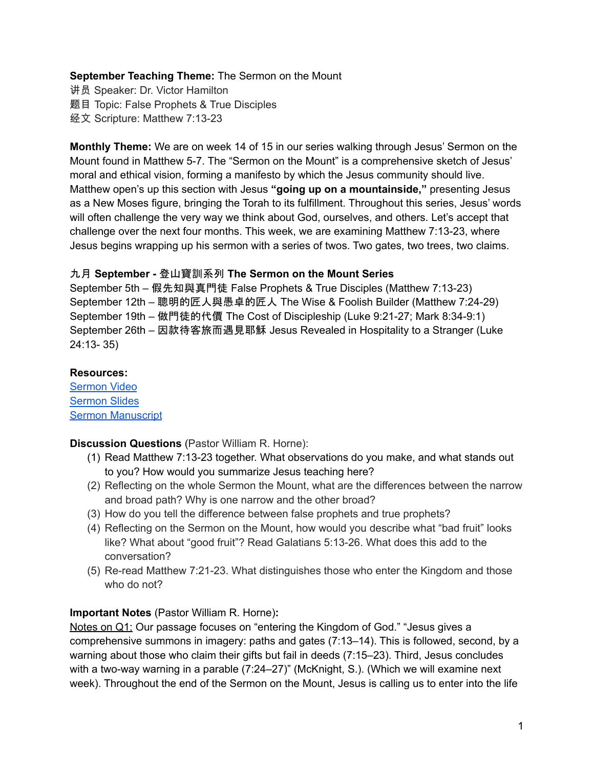**September Teaching Theme:** The Sermon on the Mount
讲员 Speaker: Dr. Victor Hamilton
题目 Topic: False Prophets & True Disciples
经文 Scripture: Matthew 7:13-23

**Monthly Theme:** We are on week 14 of 15 in our series walking through Jesus' Sermon on the Mount found in Matthew 5-7. The "Sermon on the Mount" is a comprehensive sketch of Jesus' moral and ethical vision, forming a manifesto by which the Jesus community should live. Matthew open's up this section with Jesus **"going up on a mountainside,"** presenting Jesus as a New Moses figure, bringing the Torah to its fulfillment. Throughout this series, Jesus' words will often challenge the very way we think about God, ourselves, and others. Let's accept that challenge over the next four months. This week, we are examining Matthew 7:13-23, where Jesus begins wrapping up his sermon with a series of twos. Two gates, two trees, two claims.

**九月 September - 登山寶訓系列 The Sermon on the Mount Series**
September 5th – 假先知與真門徒 False Prophets & True Disciples (Matthew 7:13-23)
September 12th – 聰明的匠人與愚卓的匠人 The Wise & Foolish Builder (Matthew 7:24-29)
September 19th – 做門徒的代價 The Cost of Discipleship (Luke 9:21-27; Mark 8:34-9:1)
September 26th – 因款待客旅而遇見耶穌 Jesus Revealed in Hospitality to a Stranger (Luke 24:13- 35)

**Resources:**
Sermon Video
Sermon Slides
Sermon Manuscript

**Discussion Questions** (Pastor William R. Horne):

(1) Read Matthew 7:13-23 together. What observations do you make, and what stands out to you? How would you summarize Jesus teaching here?
(2) Reflecting on the whole Sermon the Mount, what are the differences between the narrow and broad path? Why is one narrow and the other broad?
(3) How do you tell the difference between false prophets and true prophets?
(4) Reflecting on the Sermon on the Mount, how would you describe what "bad fruit" looks like? What about "good fruit"? Read Galatians 5:13-26. What does this add to the conversation?
(5) Re-read Matthew 7:21-23. What distinguishes those who enter the Kingdom and those who do not?

**Important Notes** (Pastor William R. Horne)**:**

Notes on Q1: Our passage focuses on "entering the Kingdom of God." "Jesus gives a comprehensive summons in imagery: paths and gates (7:13–14). This is followed, second, by a warning about those who claim their gifts but fail in deeds (7:15–23). Third, Jesus concludes with a two-way warning in a parable (7:24–27)" (McKnight, S.). (Which we will examine next week). Throughout the end of the Sermon on the Mount, Jesus is calling us to enter into the life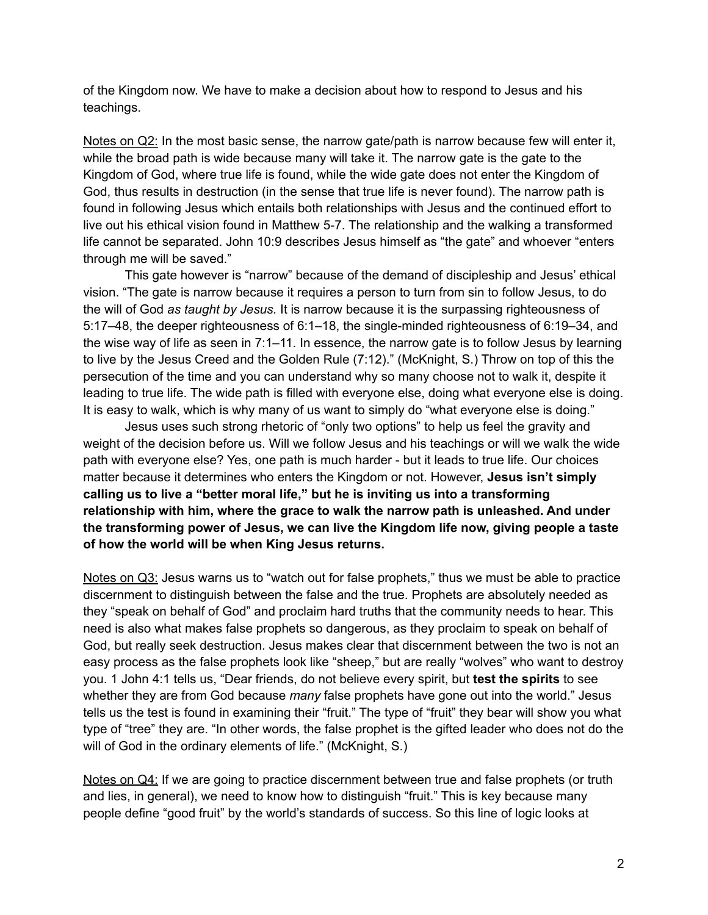of the Kingdom now. We have to make a decision about how to respond to Jesus and his teachings.

<u>Notes on Q2:</u> In the most basic sense, the narrow gate/path is narrow because few will enter it, while the broad path is wide because many will take it. The narrow gate is the gate to the Kingdom of God, where true life is found, while the wide gate does not enter the Kingdom of God, thus results in destruction (in the sense that true life is never found). The narrow path is found in following Jesus which entails both relationships with Jesus and the continued effort to live out his ethical vision found in Matthew 5-7. The relationship and the walking a transformed life cannot be separated. John 10:9 describes Jesus himself as "the gate" and whoever "enters through me will be saved."

This gate however is "narrow" because of the demand of discipleship and Jesus' ethical vision. "The gate is narrow because it requires a person to turn from sin to follow Jesus, to do the will of God *as taught by Jesus.* It is narrow because it is the surpassing righteousness of 5:17–48, the deeper righteousness of 6:1–18, the single-minded righteousness of 6:19–34, and the wise way of life as seen in 7:1–11. In essence, the narrow gate is to follow Jesus by learning to live by the Jesus Creed and the Golden Rule (7:12)." (McKnight, S.) Throw on top of this the persecution of the time and you can understand why so many choose not to walk it, despite it leading to true life. The wide path is filled with everyone else, doing what everyone else is doing. It is easy to walk, which is why many of us want to simply do "what everyone else is doing."

Jesus uses such strong rhetoric of "only two options" to help us feel the gravity and weight of the decision before us. Will we follow Jesus and his teachings or will we walk the wide path with everyone else? Yes, one path is much harder - but it leads to true life. Our choices matter because it determines who enters the Kingdom or not. However, **Jesus isn't simply calling us to live a "better moral life," but he is inviting us into a transforming relationship with him, where the grace to walk the narrow path is unleashed. And under the transforming power of Jesus, we can live the Kingdom life now, giving people a taste of how the world will be when King Jesus returns.**

<u>Notes on Q3:</u> Jesus warns us to "watch out for false prophets," thus we must be able to practice discernment to distinguish between the false and the true. Prophets are absolutely needed as they "speak on behalf of God" and proclaim hard truths that the community needs to hear. This need is also what makes false prophets so dangerous, as they proclaim to speak on behalf of God, but really seek destruction. Jesus makes clear that discernment between the two is not an easy process as the false prophets look like "sheep," but are really "wolves" who want to destroy you. 1 John 4:1 tells us, "Dear friends, do not believe every spirit, but **test the spirits** to see whether they are from God because *many* false prophets have gone out into the world." Jesus tells us the test is found in examining their "fruit." The type of "fruit" they bear will show you what type of "tree" they are. "In other words, the false prophet is the gifted leader who does not do the will of God in the ordinary elements of life." (McKnight, S.)

<u>Notes on Q4:</u> If we are going to practice discernment between true and false prophets (or truth and lies, in general), we need to know how to distinguish "fruit." This is key because many people define "good fruit" by the world's standards of success. So this line of logic looks at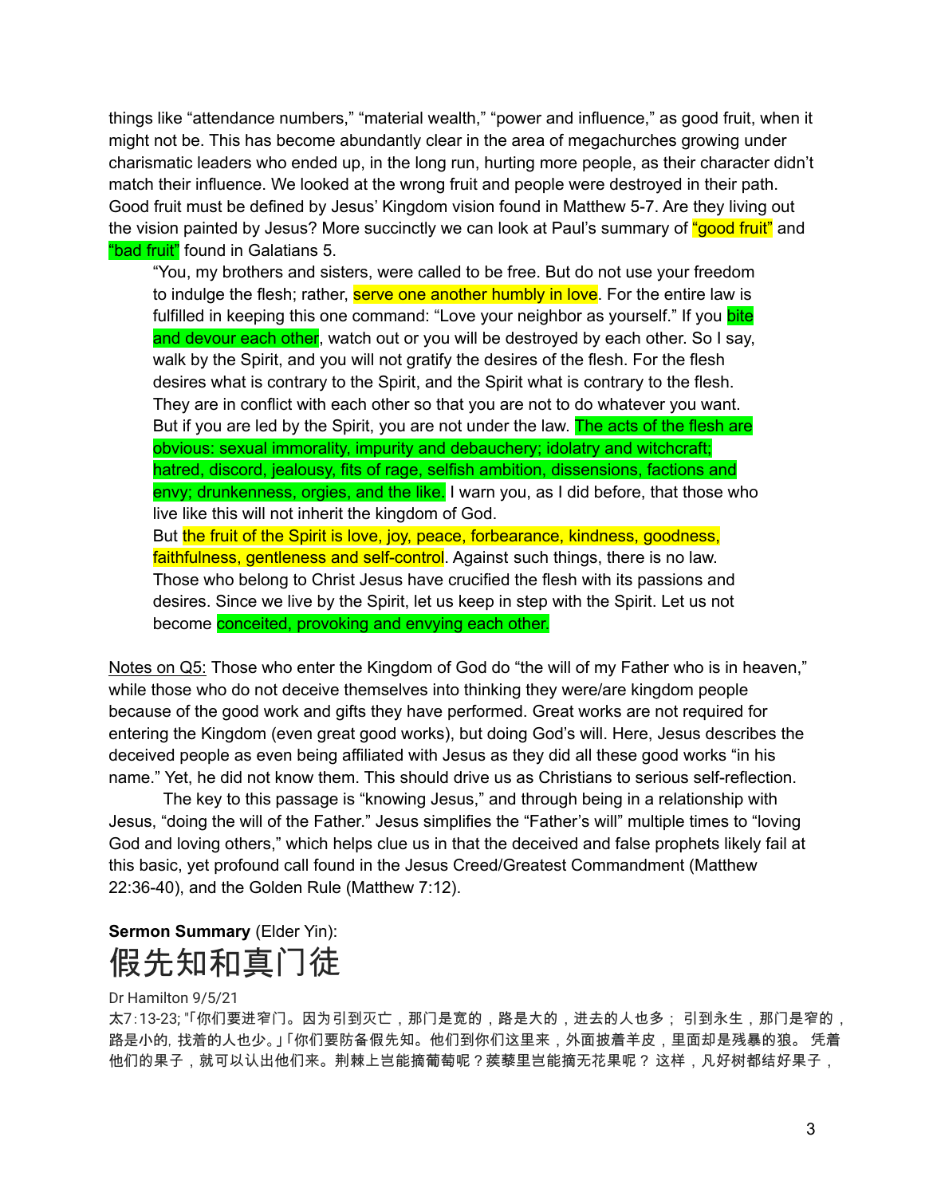things like “attendance numbers,” “material wealth,” “power and influence,” as good fruit, when it might not be. This has become abundantly clear in the area of megachurches growing under charismatic leaders who ended up, in the long run, hurting more people, as their character didn’t match their influence. We looked at the wrong fruit and people were destroyed in their path. Good fruit must be defined by Jesus’ Kingdom vision found in Matthew 5-7. Are they living out the vision painted by Jesus? More succinctly we can look at Paul’s summary of “good fruit” and “bad fruit” found in Galatians 5.

> “You, my brothers and sisters, were called to be free. But do not use your freedom to indulge the flesh; rather, serve one another humbly in love. For the entire law is fulfilled in keeping this one command: “Love your neighbor as yourself.” If you bite and devour each other, watch out or you will be destroyed by each other. So I say, walk by the Spirit, and you will not gratify the desires of the flesh. For the flesh desires what is contrary to the Spirit, and the Spirit what is contrary to the flesh. They are in conflict with each other so that you are not to do whatever you want. But if you are led by the Spirit, you are not under the law. The acts of the flesh are obvious: sexual immorality, impurity and debauchery; idolatry and witchcraft; hatred, discord, jealousy, fits of rage, selfish ambition, dissensions, factions and envy; drunkenness, orgies, and the like. I warn you, as I did before, that those who live like this will not inherit the kingdom of God.
> But the fruit of the Spirit is love, joy, peace, forbearance, kindness, goodness, faithfulness, gentleness and self-control. Against such things, there is no law. Those who belong to Christ Jesus have crucified the flesh with its passions and desires. Since we live by the Spirit, let us keep in step with the Spirit. Let us not become conceited, provoking and envying each other.

<u>Notes on Q5:</u> Those who enter the Kingdom of God do “the will of my Father who is in heaven,” while those who do not deceive themselves into thinking they were/are kingdom people because of the good work and gifts they have performed. Great works are not required for entering the Kingdom (even great good works), but doing God’s will. Here, Jesus describes the deceived people as even being affiliated with Jesus as they did all these good works “in his name.” Yet, he did not know them. This should drive us as Christians to serious self-reflection.

The key to this passage is “knowing Jesus,” and through being in a relationship with Jesus, “doing the will of the Father.” Jesus simplifies the “Father’s will” multiple times to “loving God and loving others,” which helps clue us in that the deceived and false prophets likely fail at this basic, yet profound call found in the Jesus Creed/Greatest Commandment (Matthew 22:36-40), and the Golden Rule (Matthew 7:12).

**Sermon Summary** (Elder Yin):

# 假先知和真门徒

Dr Hamilton 9/5/21

太7:13-23; "「你们要进窄门。因为引到灭亡，那门是宽的，路是大的，进去的人也多； 引到永生，那门是窄的，路是小的, 找着的人也少。」「你们要防备假先知。他们到你们这里来，外面披着羊皮，里面却是残暴的狼。 凭着他们的果子，就可以认出他们来。荆棘上岂能摘葡萄呢？蒺藜里岂能摘无花果呢？ 这样，凡好树都结好果子，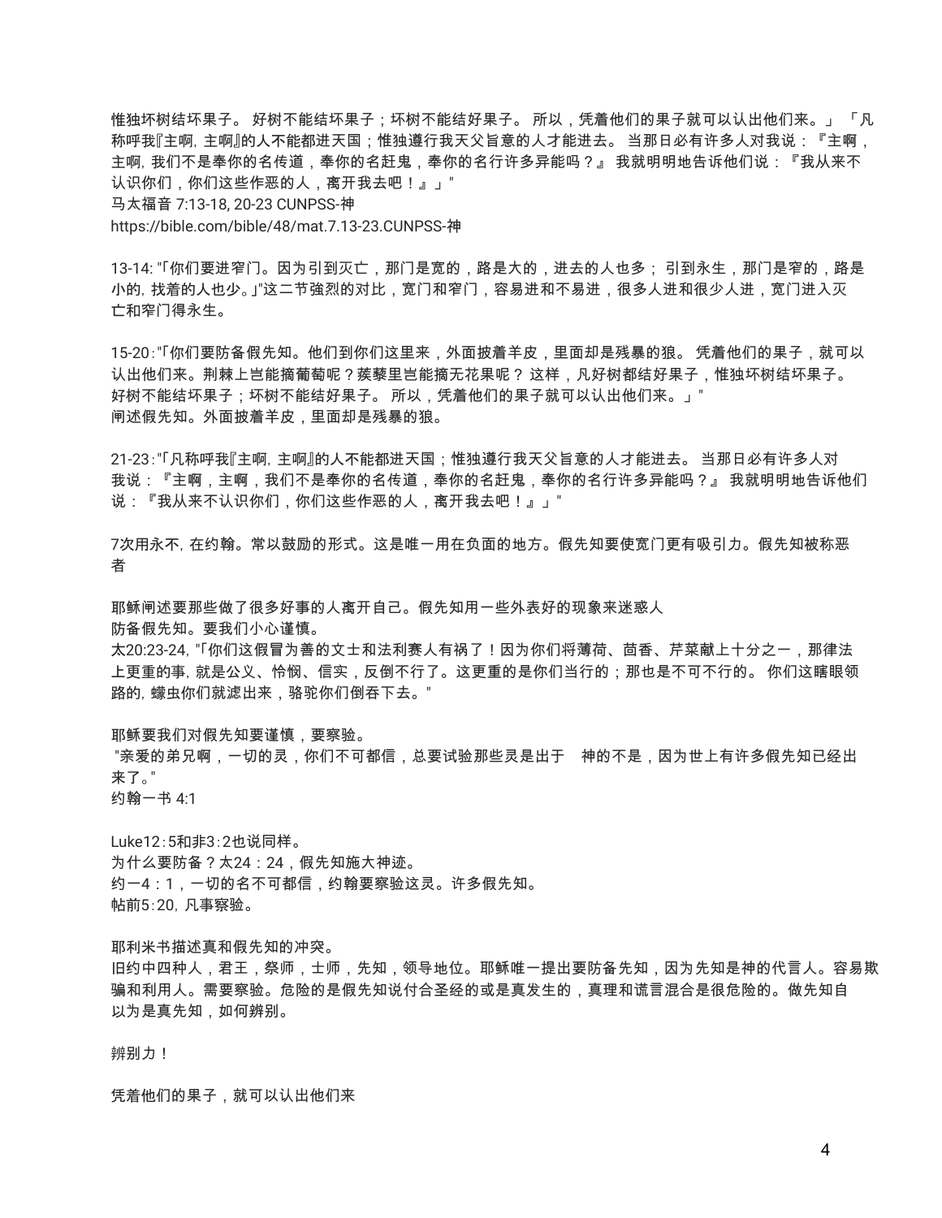惟独坏树结坏果子。 好树不能结坏果子；坏树不能结好果子。 所以，凭着他们的果子就可以认出他们来。」 「凡称呼我『主啊，主啊』的人不能都进天国；惟独遵行我天父旨意的人才能进去。 当那日必有许多人对我说：『主啊，主啊，我们不是奉你的名传道，奉你的名赶鬼，奉你的名行许多异能吗？』 我就明明地告诉他们说：『我从来不认识你们，你们这些作恶的人，离开我去吧！』」"
马太福音 7:13-18, 20-23 CUNPSS-神
https://bible.com/bible/48/mat.7.13-23.CUNPSS-神

13-14: "「你们要进窄门。因为引到灭亡，那门是宽的，路是大的，进去的人也多； 引到永生，那门是窄的，路是小的，找着的人也少。」"这二节強烈的对比，宽门和窄门，容易进和不易进，很多人进和很少人进，宽门进入灭亡和窄门得永生。

15-20:"「你们要防备假先知。他们到你们这里来，外面披着羊皮，里面却是残暴的狼。 凭着他们的果子，就可以认出他们来。荆棘上岂能摘葡萄呢？蒺藜里岂能摘无花果呢？ 这样，凡好树都结好果子，惟独坏树结坏果子。 好树不能结坏果子；坏树不能结好果子。 所以，凭着他们的果子就可以认出他们来。」"
闸述假先知。外面披着羊皮，里面却是残暴的狼。

21-23:"「凡称呼我『主啊，主啊』的人不能都进天国；惟独遵行我天父旨意的人才能进去。 当那日必有许多人对我说：『主啊，主啊，我们不是奉你的名传道，奉你的名赶鬼，奉你的名行许多异能吗？』 我就明明地告诉他们说：『我从来不认识你们，你们这些作恶的人，离开我去吧！』」"

7次用永不，在约翰。常以鼓励的形式。这是唯一用在负面的地方。假先知要使宽门更有吸引力。假先知被称恶者

耶稣闸述要那些做了很多好事的人离开自己。假先知用一些外表好的现象来迷惑人
防备假先知。要我们小心谨慎。
太20:23-24, "「你们这假冒为善的文士和法利赛人有祸了！因为你们将薄荷、茴香、芹菜献上十分之一，那律法上更重的事，就是公义、怜悯、信实，反倒不行了。这更重的是你们当行的；那也是不可不行的。 你们这瞎眼领路的，蠓虫你们就滤出来，骆驼你们倒吞下去。"

耶稣要我们对假先知要谨慎，要察验。
"亲爱的弟兄啊，一切的灵，你们不可都信，总要试验那些灵是出于 神的不是，因为世上有许多假先知已经出来了。"
约翰一书 4:1

Luke12:5和非3:2也说同样。
为什么要防备？太24：24，假先知施大神迹。
约一4：1，一切的名不可都信，约翰要察验这灵。许多假先知。
帖前5:20，凡事察验。

耶利米书描述真和假先知的冲突。
旧约中四种人，君王，祭师，士师，先知，领导地位。耶稣唯一提出要防备先知，因为先知是神的代言人。容易欺骗和利用人。需要察验。危险的是假先知说付合圣经的或是真发生的，真理和谎言混合是很危险的。做先知自以为是真先知，如何辨别。

辨别力！

凭着他们的果子，就可以认出他们来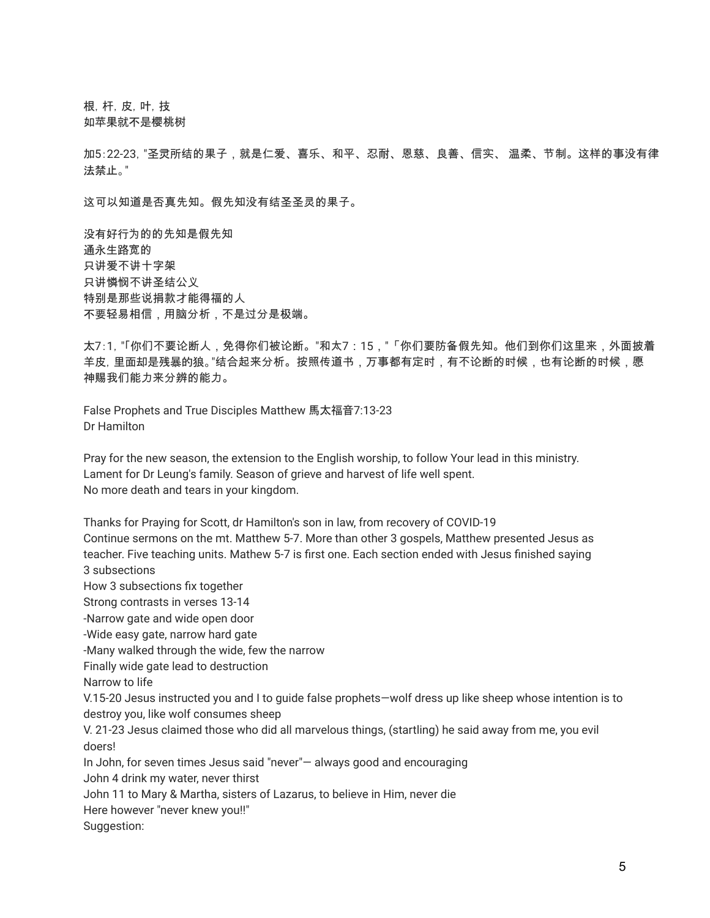根, 杆, 皮, 叶, 技
如苹果就不是樱桃树

加5:22-23, "圣灵所结的果子，就是仁爱、喜乐、和平、忍耐、恩慈、良善、信实、 温柔、节制。这样的事没有律法禁止。"

这可以知道是否真先知。假先知没有结圣圣灵的果子。

没有好行为的的先知是假先知
通永生路宽的
只讲爱不讲十字架
只讲怜悯不讲圣结公义
特别是那些说捐款才能得福的人
不要轻易相信，用脑分析，不是过分是极端。

太7:1, "「你们不要论断人，免得你们被论断。"和太7：15，"「你们要防备假先知。他们到你们这里来，外面披着羊皮, 里面却是残暴的狼。"结合起来分析。按照传道书，万事都有定时，有不论断的时候，也有论断的时候，愿神赐我们能力来分辨的能力。

False Prophets and True Disciples Matthew 馬太福音7:13-23
Dr Hamilton

Pray for the new season, the extension to the English worship, to follow Your lead in this ministry.
Lament for Dr Leung's family. Season of grieve and harvest of life well spent.
No more death and tears in your kingdom.

Thanks for Praying for Scott, dr Hamilton's son in law, from recovery of COVID-19
Continue sermons on the mt. Matthew 5-7. More than other 3 gospels, Matthew presented Jesus as teacher. Five teaching units. Mathew 5-7 is first one. Each section ended with Jesus finished saying
3 subsections
How 3 subsections fix together
Strong contrasts in verses 13-14
-Narrow gate and wide open door
-Wide easy gate, narrow hard gate
-Many walked through the wide, few the narrow
Finally wide gate lead to destruction
Narrow to life
V.15-20 Jesus instructed you and I to guide false prophets—wolf dress up like sheep whose intention is to destroy you, like wolf consumes sheep
V. 21-23 Jesus claimed those who did all marvelous things, (startling) he said away from me, you evil doers!
In John, for seven times Jesus said "never"— always good and encouraging
John 4 drink my water, never thirst
John 11 to Mary & Martha, sisters of Lazarus, to believe in Him, never die
Here however "never knew you!!"
Suggestion: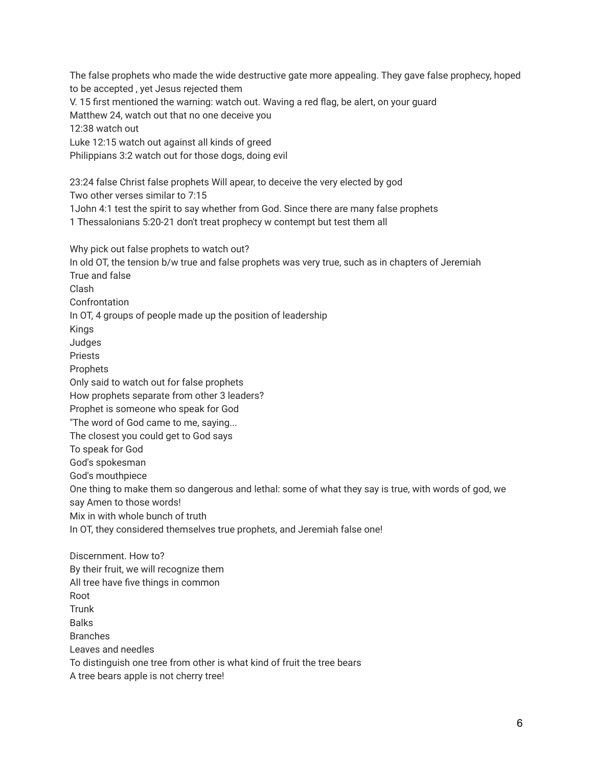The false prophets who made the wide destructive gate more appealing. They gave false prophecy, hoped to be accepted , yet Jesus rejected them
V. 15 first mentioned the warning: watch out. Waving a red flag, be alert, on your guard
Matthew 24, watch out that no one deceive you
12:38 watch out
Luke 12:15 watch out against all kinds of greed
Philippians 3:2 watch out for those dogs, doing evil

23:24 false Christ false prophets Will apear, to deceive the very elected by god
Two other verses similar to 7:15
1John 4:1 test the spirit to say whether from God. Since there are many false prophets
1 Thessalonians 5:20-21 don't treat prophecy w contempt but test them all

Why pick out false prophets to watch out?
In old OT, the tension b/w true and false prophets was very true, such as in chapters of Jeremiah
True and false
Clash
Confrontation
In OT, 4 groups of people made up the position of leadership
Kings
Judges
Priests
Prophets
Only said to watch out for false prophets
How prophets separate from other 3 leaders?
Prophet is someone who speak for God
"The word of God came to me, saying...
The closest you could get to God says
To speak for God
God's spokesman
God's mouthpiece
One thing to make them so dangerous and lethal: some of what they say is true, with words of god, we say Amen to those words!
Mix in with whole bunch of truth
In OT, they considered themselves true prophets, and Jeremiah false one!

Discernment. How to?
By their fruit, we will recognize them
All tree have five things in common
Root
Trunk
Balks
Branches
Leaves and needles
To distinguish one tree from other is what kind of fruit the tree bears
A tree bears apple is not cherry tree!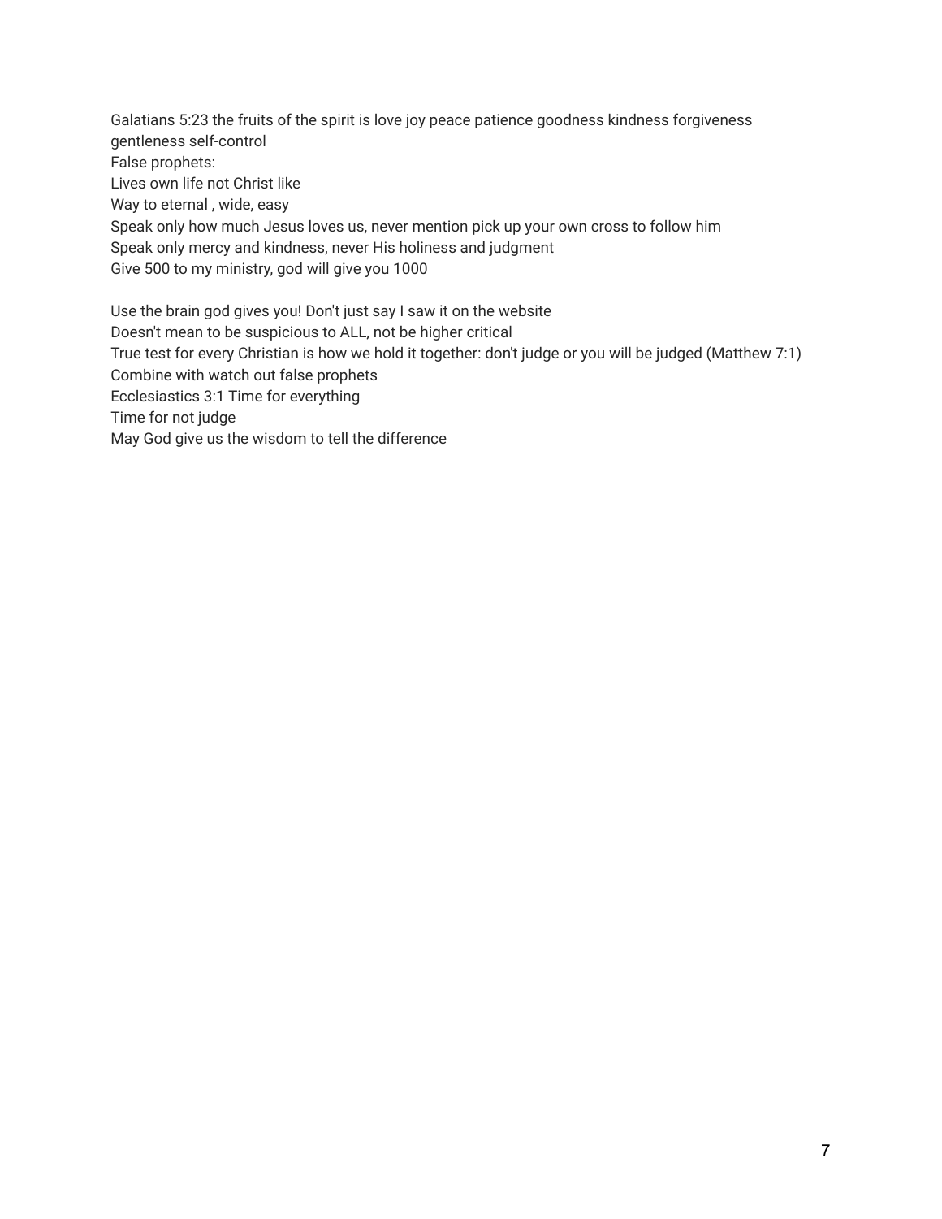Galatians 5:23 the fruits of the spirit is love joy peace patience goodness kindness forgiveness gentleness self-control
False prophets:
Lives own life not Christ like
Way to eternal , wide, easy
Speak only how much Jesus loves us, never mention pick up your own cross to follow him
Speak only mercy and kindness, never His holiness and judgment
Give 500 to my ministry, god will give you 1000

Use the brain god gives you! Don't just say I saw it on the website
Doesn't mean to be suspicious to ALL, not be higher critical
True test for every Christian is how we hold it together: don't judge or you will be judged (Matthew 7:1)
Combine with watch out false prophets
Ecclesiastics 3:1 Time for everything
Time for not judge
May God give us the wisdom to tell the difference